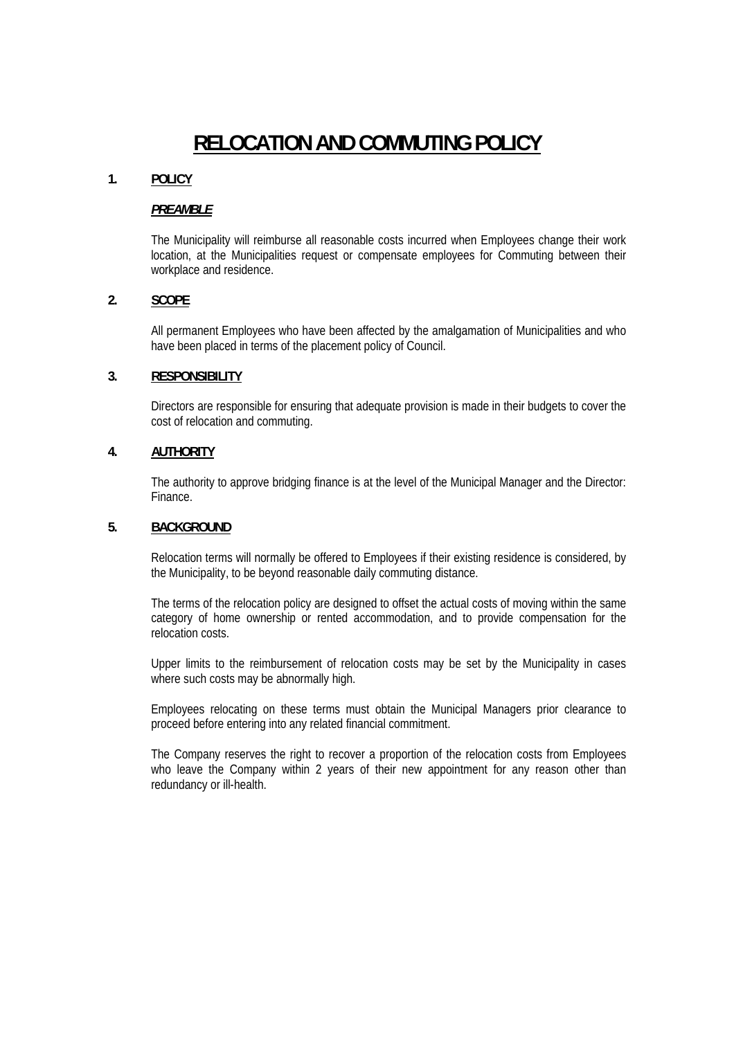# RELOCATION AND COMMUTING POLICY

## 1. POLICY

***PREAMBLE***

The Municipality will reimburse all reasonable costs incurred when Employees change their work location, at the Municipalities request or compensate employees for Commuting between their workplace and residence.

## 2. SCOPE

All permanent Employees who have been affected by the amalgamation of Municipalities and who have been placed in terms of the placement policy of Council.

## 3. RESPONSIBILITY

Directors are responsible for ensuring that adequate provision is made in their budgets to cover the cost of relocation and commuting.

## 4. AUTHORITY

The authority to approve bridging finance is at the level of the Municipal Manager and the Director: Finance.

## 5. BACKGROUND

Relocation terms will normally be offered to Employees if their existing residence is considered, by the Municipality, to be beyond reasonable daily commuting distance.

The terms of the relocation policy are designed to offset the actual costs of moving within the same category of home ownership or rented accommodation, and to provide compensation for the relocation costs.

Upper limits to the reimbursement of relocation costs may be set by the Municipality in cases where such costs may be abnormally high.

Employees relocating on these terms must obtain the Municipal Managers prior clearance to proceed before entering into any related financial commitment.

The Company reserves the right to recover a proportion of the relocation costs from Employees who leave the Company within 2 years of their new appointment for any reason other than redundancy or ill-health.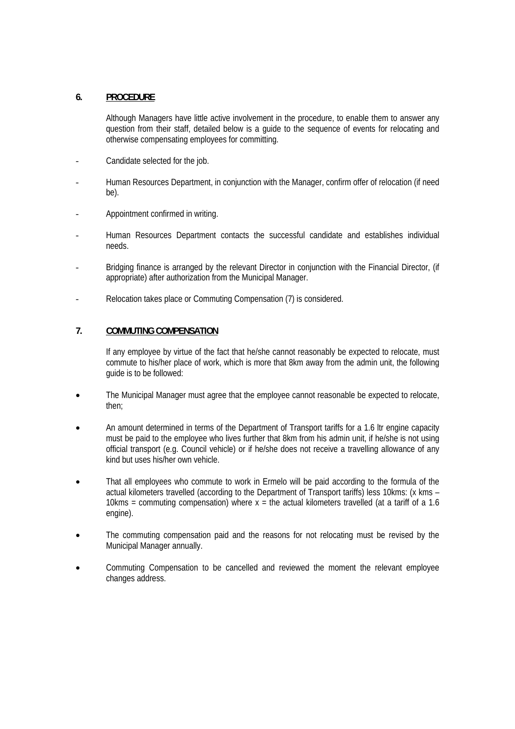## 6. PROCEDURE

Although Managers have little active involvement in the procedure, to enable them to answer any question from their staff, detailed below is a guide to the sequence of events for relocating and otherwise compensating employees for committing.

- Candidate selected for the job.
- Human Resources Department, in conjunction with the Manager, confirm offer of relocation (if need be).
- Appointment confirmed in writing.
- Human Resources Department contacts the successful candidate and establishes individual needs.
- Bridging finance is arranged by the relevant Director in conjunction with the Financial Director, (if appropriate) after authorization from the Municipal Manager.
- Relocation takes place or Commuting Compensation (7) is considered.

## 7. COMMUTING COMPENSATION

If any employee by virtue of the fact that he/she cannot reasonably be expected to relocate, must commute to his/her place of work, which is more that 8km away from the admin unit, the following guide is to be followed:

- The Municipal Manager must agree that the employee cannot reasonable be expected to relocate, then;
- An amount determined in terms of the Department of Transport tariffs for a 1.6 ltr engine capacity must be paid to the employee who lives further that 8km from his admin unit, if he/she is not using official transport (e.g. Council vehicle) or if he/she does not receive a travelling allowance of any kind but uses his/her own vehicle.
- That all employees who commute to work in Ermelo will be paid according to the formula of the actual kilometers travelled (according to the Department of Transport tariffs) less 10kms: (x kms – 10kms = commuting compensation) where x = the actual kilometers travelled (at a tariff of a 1.6 engine).
- The commuting compensation paid and the reasons for not relocating must be revised by the Municipal Manager annually.
- Commuting Compensation to be cancelled and reviewed the moment the relevant employee changes address.